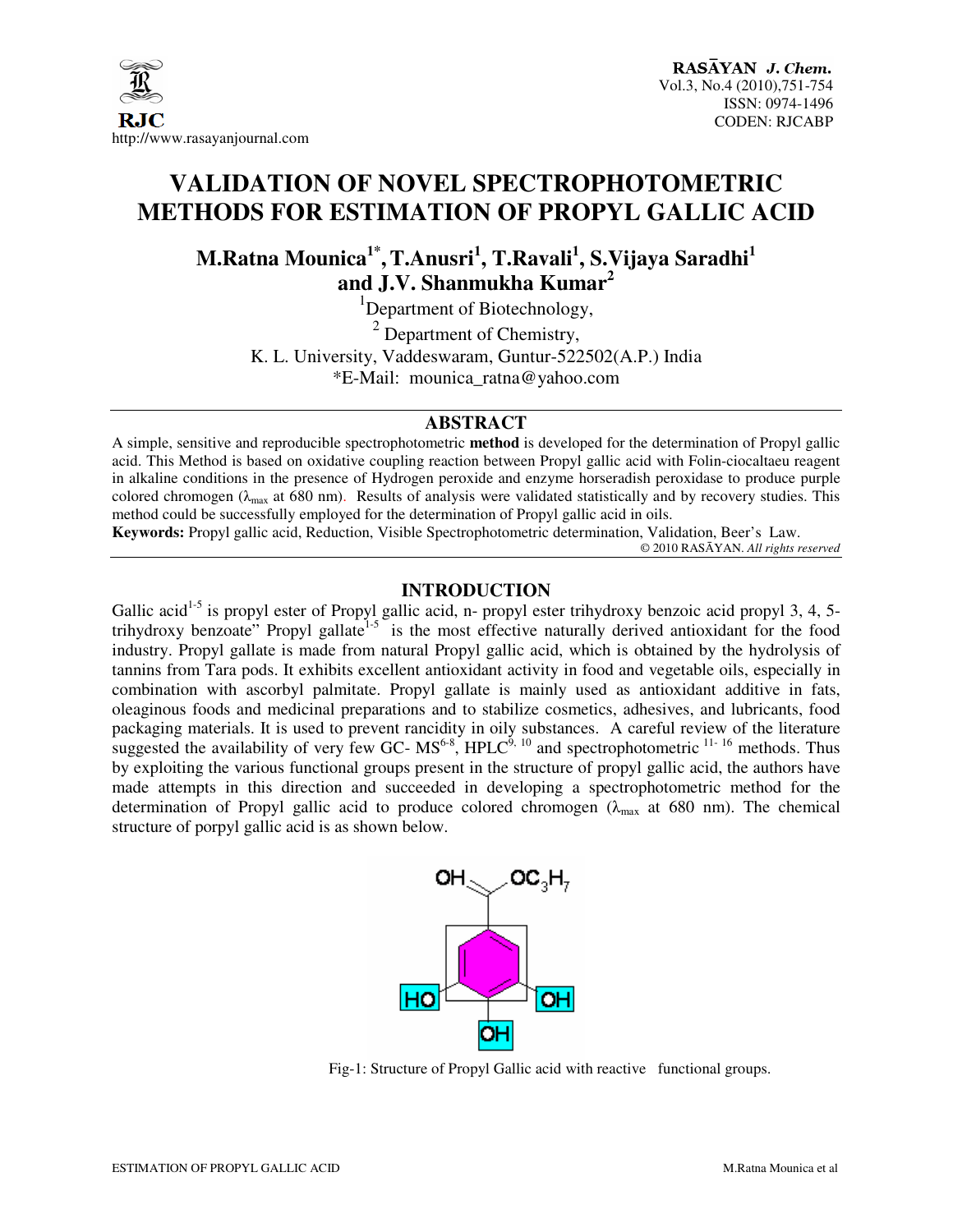# VALIDATION OF NOVEL SPECTROPHOTOMETRIC METHODS FOR ESTIMATION OF PROPYL GALLIC ACID

**M.Ratna Mounica[1*], T.Anusri[1], T.Ravali[1], S.Vijaya Saradhi[1] and J.V. Shanmukha Kumar[2]**

[1]Department of Biotechnology,

[2] Department of Chemistry,

K. L. University, Vaddeswaram, Guntur-522502(A.P.) India

*E-Mail: mounica_ratna@yahoo.com

## ABSTRACT

A simple, sensitive and reproducible spectrophotometric **method** is developed for the determination of Propyl gallic acid. This Method is based on oxidative coupling reaction between Propyl gallic acid with Folin-ciocaltaeu reagent in alkaline conditions in the presence of Hydrogen peroxide and enzyme horseradish peroxidase to produce purple colored chromogen ($\lambda_{max}$ at 680 nm). Results of analysis were validated statistically and by recovery studies. This method could be successfully employed for the determination of Propyl gallic acid in oils.

**Keywords:** Propyl gallic acid, Reduction, Visible Spectrophotometric determination, Validation, Beer's Law.

© 2010 RASĀYAN. *All rights reserved*

## INTRODUCTION

Gallic acid[1-5] is propyl ester of Propyl gallic acid, n- propyl ester trihydroxy benzoic acid propyl 3, 4, 5-trihydroxy benzoate" Propyl gallate[1-5] is the most effective naturally derived antioxidant for the food industry. Propyl gallate is made from natural Propyl gallic acid, which is obtained by the hydrolysis of tannins from Tara pods. It exhibits excellent antioxidant activity in food and vegetable oils, especially in combination with ascorbyl palmitate. Propyl gallate is mainly used as antioxidant additive in fats, oleaginous foods and medicinal preparations and to stabilize cosmetics, adhesives, and lubricants, food packaging materials. It is used to prevent rancidity in oily substances. A careful review of the literature suggested the availability of very few GC- MS[6-8], HPLC[9, 10] and spectrophotometric [11- 16] methods. Thus by exploiting the various functional groups present in the structure of propyl gallic acid, the authors have made attempts in this direction and succeeded in developing a spectrophotometric method for the determination of Propyl gallic acid to produce colored chromogen ($\lambda_{max}$ at 680 nm). The chemical structure of porpyl gallic acid is as shown below.

Fig-1: Structure of Propyl Gallic acid with reactive functional groups.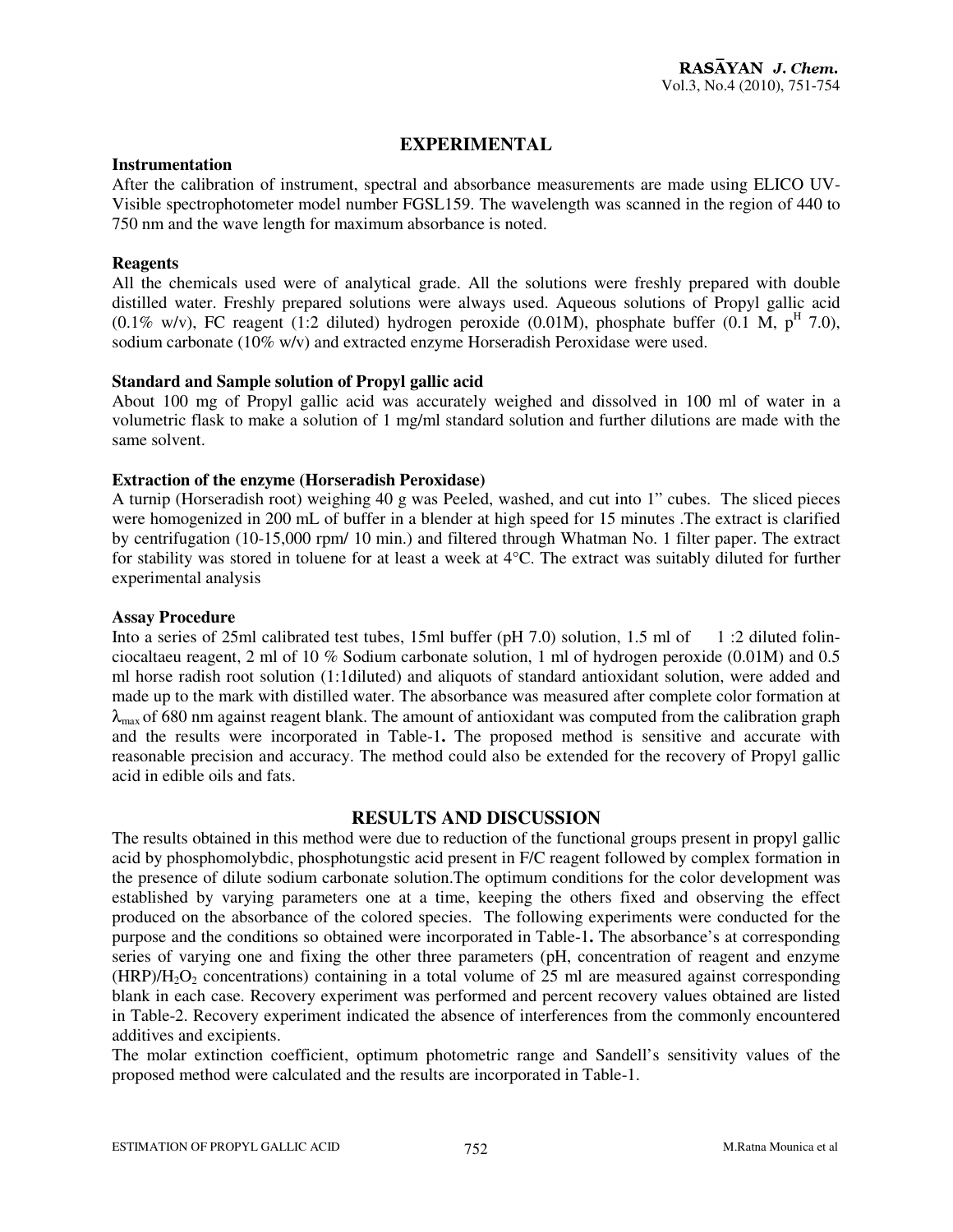## EXPERIMENTAL

### Instrumentation

After the calibration of instrument, spectral and absorbance measurements are made using ELICO UV-Visible spectrophotometer model number FGSL159. The wavelength was scanned in the region of 440 to 750 nm and the wave length for maximum absorbance is noted.

### Reagents

All the chemicals used were of analytical grade. All the solutions were freshly prepared with double distilled water. Freshly prepared solutions were always used. Aqueous solutions of Propyl gallic acid (0.1% w/v), FC reagent (1:2 diluted) hydrogen peroxide (0.01M), phosphate buffer (0.1 M, $p^H$ 7.0), sodium carbonate (10% w/v) and extracted enzyme Horseradish Peroxidase were used.

### Standard and Sample solution of Propyl gallic acid

About 100 mg of Propyl gallic acid was accurately weighed and dissolved in 100 ml of water in a volumetric flask to make a solution of 1 mg/ml standard solution and further dilutions are made with the same solvent.

### Extraction of the enzyme (Horseradish Peroxidase)

A turnip (Horseradish root) weighing 40 g was Peeled, washed, and cut into 1" cubes. The sliced pieces were homogenized in 200 mL of buffer in a blender at high speed for 15 minutes .The extract is clarified by centrifugation (10-15,000 rpm/ 10 min.) and filtered through Whatman No. 1 filter paper. The extract for stability was stored in toluene for at least a week at 4°C. The extract was suitably diluted for further experimental analysis

### Assay Procedure

Into a series of 25ml calibrated test tubes, 15ml buffer (pH 7.0) solution, 1.5 ml of 1 :2 diluted folin-ciocaltaeu reagent, 2 ml of 10 % Sodium carbonate solution, 1 ml of hydrogen peroxide (0.01M) and 0.5 ml horse radish root solution (1:1diluted) and aliquots of standard antioxidant solution, were added and made up to the mark with distilled water. The absorbance was measured after complete color formation at $\lambda_{max}$ of 680 nm against reagent blank. The amount of antioxidant was computed from the calibration graph and the results were incorporated in Table-1**.** The proposed method is sensitive and accurate with reasonable precision and accuracy. The method could also be extended for the recovery of Propyl gallic acid in edible oils and fats.

## RESULTS AND DISCUSSION

The results obtained in this method were due to reduction of the functional groups present in propyl gallic acid by phosphomolybdic, phosphotungstic acid present in F/C reagent followed by complex formation in the presence of dilute sodium carbonate solution.The optimum conditions for the color development was established by varying parameters one at a time, keeping the others fixed and observing the effect produced on the absorbance of the colored species. The following experiments were conducted for the purpose and the conditions so obtained were incorporated in Table-1**.** The absorbance's at corresponding series of varying one and fixing the other three parameters (pH, concentration of reagent and enzyme (HRP)/$H_2O_2$ concentrations) containing in a total volume of 25 ml are measured against corresponding blank in each case. Recovery experiment was performed and percent recovery values obtained are listed in Table-2. Recovery experiment indicated the absence of interferences from the commonly encountered additives and excipients.

The molar extinction coefficient, optimum photometric range and Sandell's sensitivity values of the proposed method were calculated and the results are incorporated in Table-1.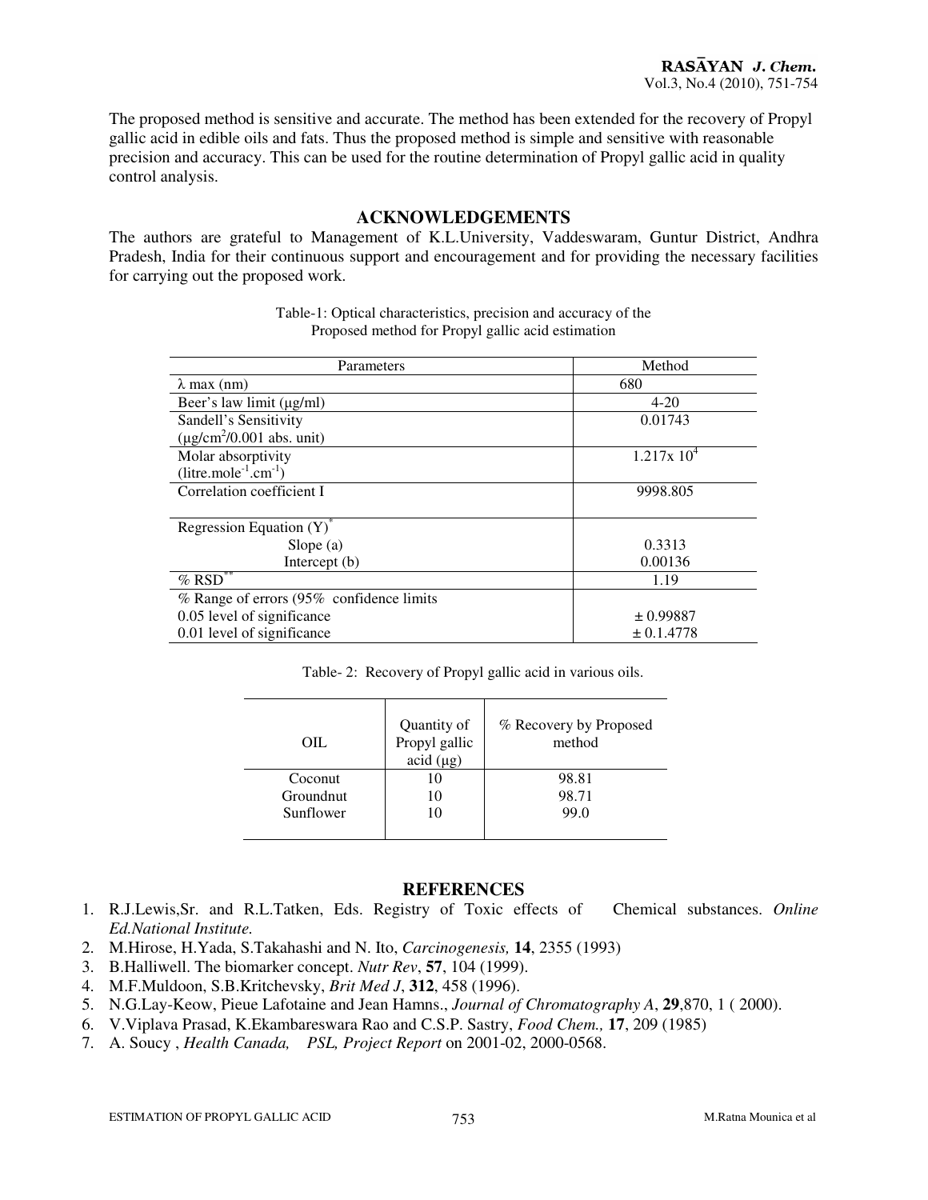The proposed method is sensitive and accurate. The method has been extended for the recovery of Propyl gallic acid in edible oils and fats. Thus the proposed method is simple and sensitive with reasonable precision and accuracy. This can be used for the routine determination of Propyl gallic acid in quality control analysis.

## ACKNOWLEDGEMENTS

The authors are grateful to Management of K.L.University, Vaddeswaram, Guntur District, Andhra Pradesh, India for their continuous support and encouragement and for providing the necessary facilities for carrying out the proposed work.

Table-1: Optical characteristics, precision and accuracy of the Proposed method for Propyl gallic acid estimation

| Parameters | Method |
|---|---|
| λ max (nm) | 680 |
| Beer's law limit (μg/ml) | 4-20 |
| Sandell's Sensitivity (μg/cm$^2$/0.001 abs. unit) | 0.01743 |
| Molar absorptivity (litre.mole$^{-1}$.cm$^{-1}$) | $1.217 x 10^4$ |
| Correlation coefficient I | 9998.805 |
| Regression Equation (Y)* | |
| Slope (a) | 0.3313 |
| Intercept (b) | 0.00136 |
| % RSD** | 1.19 |
| % Range of errors (95% confidence limits | |
| 0.05 level of significance | ± 0.99887 |
| 0.01 level of significance | ± 0.1.4778 |

Table- 2: Recovery of Propyl gallic acid in various oils.

| OIL | Quantity of Propyl gallic acid (μg) | % Recovery by Proposed method |
|---|---|---|
| Coconut | 10 | 98.81 |
| Groundnut | 10 | 98.71 |
| Sunflower | 10 | 99.0 |

## REFERENCES

1. R.J.Lewis,Sr. and R.L.Tatken, Eds. Registry of Toxic effects of Chemical substances. *Online Ed.National Institute.*
2. M.Hirose, H.Yada, S.Takahashi and N. Ito, *Carcinogenesis,* **14**, 2355 (1993)
3. B.Halliwell. The biomarker concept. *Nutr Rev*, **57**, 104 (1999).
4. M.F.Muldoon, S.B.Kritchevsky, *Brit Med J*, **312**, 458 (1996).
5. N.G.Lay-Keow, Pieue Lafotaine and Jean Hamns., *Journal of Chromatography A*, **29**,870, 1 ( 2000).
6. V.Viplava Prasad, K.Ekambareswara Rao and C.S.P. Sastry, *Food Chem.,* **17**, 209 (1985)
7. A. Soucy , *Health Canada, PSL, Project Report* on 2001-02, 2000-0568.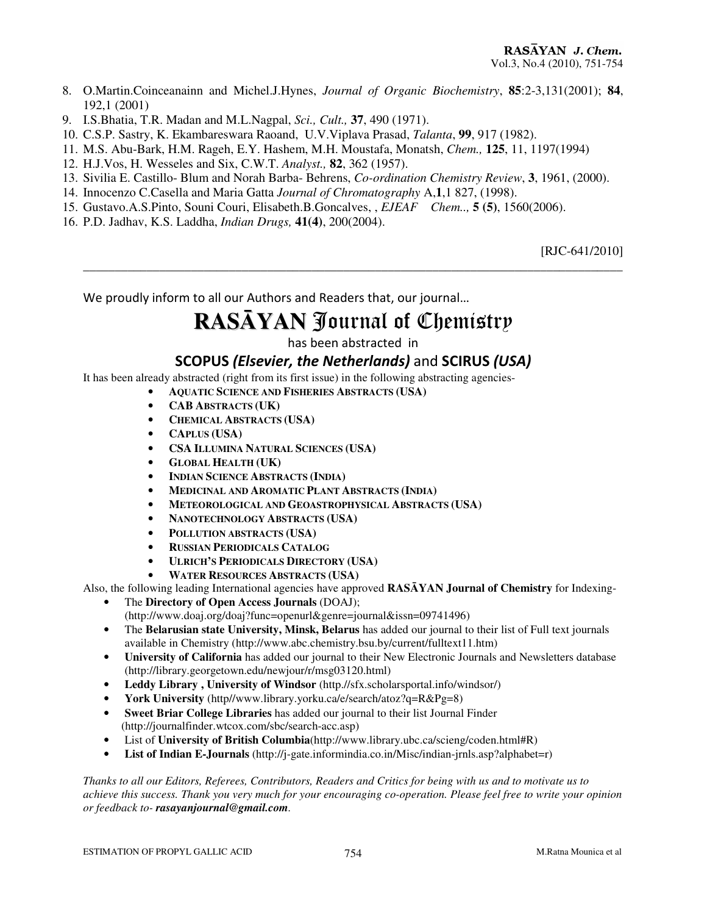8. O.Martin.Coinceanainn and Michel.J.Hynes, *Journal of Organic Biochemistry*, **85**:2-3,131(2001); **84**, 192,1 (2001)
9. I.S.Bhatia, T.R. Madan and M.L.Nagpal, *Sci., Cult.,* **37**, 490 (1971).
10. C.S.P. Sastry, K. Ekambareswara Raoand, U.V.Viplava Prasad, *Talanta*, **99**, 917 (1982).
11. M.S. Abu-Bark, H.M. Rageh, E.Y. Hashem, M.H. Moustafa, Monatsh, *Chem.,* **125**, 11, 1197(1994)
12. H.J.Vos, H. Wesseles and Six, C.W.T. *Analyst.,* **82**, 362 (1957).
13. Sivilia E. Castillo- Blum and Norah Barba- Behrens, *Co-ordination Chemistry Review*, **3**, 1961, (2000).
14. Innocenzo C.Casella and Maria Gatta *Journal of Chromatography* A,**1**,1 827, (1998).
15. Gustavo.A.S.Pinto, Souni Couri, Elisabeth.B.Goncalves, , *EJEAF Chem..,* **5 (5)**, 1560(2006).
16. P.D. Jadhav, K.S. Laddha, *Indian Drugs,* **41(4)**, 200(2004).

[RJC-641/2010]

---

We proudly inform to all our Authors and Readers that, our journal…

# RASĀYAN Journal of Chemistry

has been abstracted in

## SCOPUS *(Elsevier, the Netherlands)* and SCIRUS *(USA)*

It has been already abstracted (right from its first issue) in the following abstracting agencies-

- **AQUATIC SCIENCE AND FISHERIES ABSTRACTS (USA)**
- **CAB ABSTRACTS (UK)**
- **CHEMICAL ABSTRACTS (USA)**
- **CAPLUS (USA)**
- **CSA ILLUMINA NATURAL SCIENCES (USA)**
- **GLOBAL HEALTH (UK)**
- **INDIAN SCIENCE ABSTRACTS (INDIA)**
- **MEDICINAL AND AROMATIC PLANT ABSTRACTS (INDIA)**
- **METEOROLOGICAL AND GEOASTROPHYSICAL ABSTRACTS (USA)**
- **NANOTECHNOLOGY ABSTRACTS (USA)**
- **POLLUTION ABSTRACTS (USA)**
- **RUSSIAN PERIODICALS CATALOG**
- **ULRICH'S PERIODICALS DIRECTORY (USA)**
- **WATER RESOURCES ABSTRACTS (USA)**

Also, the following leading International agencies have approved **RASĀYAN Journal of Chemistry** for Indexing-

- The **Directory of Open Access Journals** (DOAJ); (http://www.doaj.org/doaj?func=openurl&genre=journal&issn=09741496)
- The **Belarusian state University, Minsk, Belarus** has added our journal to their list of Full text journals available in Chemistry (http://www.abc.chemistry.bsu.by/current/fulltext11.htm)
- **University of California** has added our journal to their New Electronic Journals and Newsletters database (http://library.georgetown.edu/newjour/r/msg03120.html)
- **Leddy Library , University of Windsor** (http.//sfx.scholarsportal.info/windsor/)
- **York University** (http//www.library.yorku.ca/e/search/atoz?q=R&Pg=8)
- **Sweet Briar College Libraries** has added our journal to their list Journal Finder (http://journalfinder.wtcox.com/sbc/search-acc.asp)
- List of **University of British Columbia**(http://www.library.ubc.ca/scieng/coden.html#R)
- **List of Indian E-Journals** (http://j-gate.informindia.co.in/Misc/indian-jrnls.asp?alphabet=r)

*Thanks to all our Editors, Referees, Contributors, Readers and Critics for being with us and to motivate us to achieve this success. Thank you very much for your encouraging co-operation. Please feel free to write your opinion or feedback to-* ***rasayanjournal@gmail.com***.